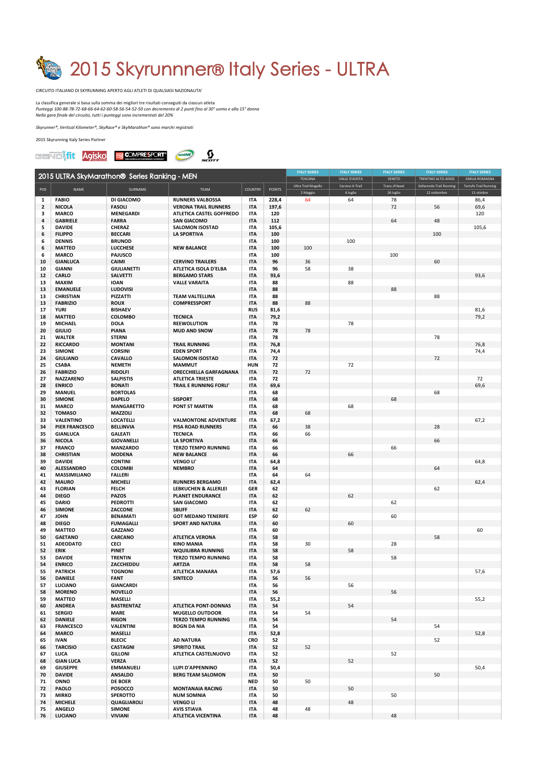# 2015 Skyrunnner® Italy Series - ULTRA

CIRCUITO ITALIANO DI SKYRUNNING APERTO AGLI ATLETI DI QUALSIASI NAZIONALITA'

La classifica generale si basa sulla somma dei migliori tre risultati conseguiti da ciascun atleta
*Punteggi 100-88-78-72-68-66-64-62-60-58-56-54-52-50 con decremento di 2 punti fino al 30° uomo e alla 15° donna*
*Nella gara finale del circuito, tutti i punteggi sono incrementati del 20%*

*Skyrunner®, Vertical Kilometer®, SkyRace® e SkyMarathon® sono marchi registrati*

2015 Skyrunning Italy Series Partner

| 2015 ULTRA SkyMarathon® Series Ranking - MEN | | | | | | ITALY SERIES | ITALY SERIES | ITALY SERIES | ITALY SERIES | ITALY SERIES |
|---|---|---|---|---|---|---|---|---|---|---|
| | | | | | | TOSCANA | VALLE D'AOSTA | VENETO | TRENTINO ALTO-ADIGE | EMILIA ROMAGNA |
| POS | NAME | SURNAME | TEAM | COUNTRY | POINTS | Ultra Trail Mugello | Cervino X-Trail | Trans d'Havet | Sellaronda Trail Running | Tartufo Trail Running |
| | | | | | | 2 Maggio | 6 luglio | 26 luglio | 12 settembre | 11 ottobre |
| 1 | FABIO | DI GIACOMO | RUNNERS VALBOSSA | ITA | 228,4 | 64 | 64 | 78 | | 86,4 |
| 2 | NICOLA | FASOLI | VERONA TRAIL RUNNERS | ITA | 197,6 | | | 72 | 56 | 69,6 |
| 3 | MARCO | MENEGARDI | ATLETICA CASTEL GOFFREDO | ITA | 120 | | | | | 120 |
| 4 | GABRIELE | FARRA | SAN GIACOMO | ITA | 112 | | | 64 | 48 | |
| 5 | DAVIDE | CHERAZ | SALOMON ISOSTAD | ITA | 105,6 | | | | | 105,6 |
| 6 | FILIPPO | BECCARI | LA SPORTIVA | ITA | 100 | | | | 100 | |
| 6 | DENNIS | BRUNOD | | ITA | 100 | | 100 | | | |
| 6 | MATTEO | LUCCHESE | NEW BALANCE | ITA | 100 | 100 | | | | |
| 6 | MARCO | PAJUSCO | | ITA | 100 | | | 100 | | |
| 10 | GIANLUCA | CAIMI | CERVINO TRAILERS | ITA | 96 | 36 | | | 60 | |
| 10 | GIANNI | GIULIANETTI | ATLETICA ISOLA D'ELBA | ITA | 96 | 58 | 38 | | | |
| 12 | CARLO | SALVETTI | BERGAMO STARS | ITA | 93,6 | | | | | 93,6 |
| 13 | MAXIM | IOAN | VALLE VARAITA | ITA | 88 | | 88 | | | |
| 13 | EMANUELE | LUDOVISI | | ITA | 88 | | | 88 | | |
| 13 | CHRISTIAN | PIZZATTI | TEAM VALTELLINA | ITA | 88 | | | | 88 | |
| 13 | FABRIZIO | ROUX | COMPRESSPORT | ITA | 88 | 88 | | | | |
| 17 | YURI | BISHAEV | | RUS | 81,6 | | | | | 81,6 |
| 18 | MATTEO | COLOMBO | TECNICA | ITA | 79,2 | | | | | 79,2 |
| 19 | MICHAEL | DOLA | REEWOLUTION | ITA | 78 | | 78 | | | |
| 20 | GIULIO | PIANA | MUD AND SNOW | ITA | 78 | 78 | | | | |
| 21 | WALTER | STERNI | | ITA | 78 | | | | 78 | |
| 22 | RICCARDO | MONTANI | TRAIL RUNNING | ITA | 76,8 | | | | | 76,8 |
| 23 | SIMONE | CORSINI | EDEN SPORT | ITA | 74,4 | | | | | 74,4 |
| 24 | GIULIANO | CAVALLO | SALOMON ISOSTAD | ITA | 72 | | | | 72 | |
| 25 | CSABA | NEMETH | MAMMUT | HUN | 72 | | 72 | | | |
| 26 | FABRIZIO | RIDOLFI | ORECCHIELLA GARFAGNANA | ITA | 72 | 72 | | | | |
| 27 | NAZZARENO | SALPISTIS | ATLETICA TRIESTE | ITA | 72 | | | | | 72 |
| 28 | ENRICO | BONATI | TRAIL E RUNNING FORLI' | ITA | 69,6 | | | | | 69,6 |
| 29 | MANUEL | BORTOLAS | | ITA | 68 | | | | 68 | |
| 30 | SIMONE | DAPELO | SISPORT | ITA | 68 | | | 68 | | |
| 31 | MARCO | MANGARETTO | PONT ST MARTIN | ITA | 68 | | 68 | | | |
| 32 | TOMASO | MAZZOLI | | ITA | 68 | 68 | | | | |
| 33 | VALENTINO | LOCATELLI | VALMONTONE ADVENTURE | ITA | 67,2 | | | | | 67,2 |
| 34 | PIER FRANCESCO | BELLINVIA | PISA ROAD RUNNERS | ITA | 66 | 38 | | | 28 | |
| 35 | GIANLUCA | GALEATI | TECNICA | ITA | 66 | 66 | | | | |
| 36 | NICOLA | GIOVANELLI | LA SPORTIVA | ITA | 66 | | | | 66 | |
| 37 | FRANCO | MANZARDO | TERZO TEMPO RUNNING | ITA | 66 | | | 66 | | |
| 38 | CHRISTIAN | MODENA | NEW BALANCE | ITA | 66 | | 66 | | | |
| 39 | DAVIDE | CONTINI | VENGO LI' | ITA | 64,8 | | | | | 64,8 |
| 40 | ALESSANDRO | COLOMBI | NEMBRO | ITA | 64 | | | | 64 | |
| 41 | MASSIMILIANO | FALLERI | | ITA | 64 | 64 | | | | |
| 42 | MAURO | MICHELI | RUNNERS BERGAMO | ITA | 62,4 | | | | | 62,4 |
| 43 | FLORIAN | FELCH | LEBKUCHEN & ALLERLEI | GER | 62 | | | | 62 | |
| 44 | DIEGO | PAZOS | PLANET ENDURANCE | ITA | 62 | | 62 | | | |
| 45 | DARIO | PEDROTTI | SAN GIACOMO | ITA | 62 | | | 62 | | |
| 46 | SIMONE | ZACCONE | SBUFF | ITA | 62 | 62 | | | | |
| 47 | JOHN | BENAMATI | GOT MEDANO TENERIFE | ESP | 60 | | | 60 | | |
| 48 | DIEGO | FUMAGALLI | SPORT AND NATURA | ITA | 60 | | 60 | | | |
| 49 | MATTEO | GAZZANO | | ITA | 60 | | | | | 60 |
| 50 | GAETANO | CARCANO | ATLETICA VERONA | ITA | 58 | | | | 58 | |
| 51 | ADEODATO | CECI | KINO MANIA | ITA | 58 | 30 | | 28 | | |
| 52 | ERIK | PINET | WQUILIBRA RUNNING | ITA | 58 | | 58 | | | |
| 53 | DAVIDE | TRENTIN | TERZO TEMPO RUNNING | ITA | 58 | | | 58 | | |
| 54 | ENRICO | ZACCHEDDU | ARTZIA | ITA | 58 | 58 | | | | |
| 55 | PATRICH | TOGNONI | ATLETICA MANARA | ITA | 57,6 | | | | | 57,6 |
| 56 | DANIELE | FANT | SINTECO | ITA | 56 | 56 | | | | |
| 57 | LUCIANO | GIANCARDI | | ITA | 56 | | 56 | | | |
| 58 | MORENO | NOVELLO | | ITA | 56 | | | 56 | | |
| 59 | MATTEO | MASELLI | | ITA | 55,2 | | | | | 55,2 |
| 60 | ANDREA | BASTRENTAZ | ATLETICA PONT-DONNAS | ITA | 54 | | 54 | | | |
| 61 | SERGIO | MARE | MUGELLO OUTDOOR | ITA | 54 | 54 | | | | |
| 62 | DANIELE | RIGON | TERZO TEMPO RUNNING | ITA | 54 | | | 54 | | |
| 63 | FRANCESCO | VALENTINI | BOGN DA NIA | ITA | 54 | | | | 54 | |
| 64 | MARCO | MASELLI | | ITA | 52,8 | | | | | 52,8 |
| 65 | IVAN | BLECIC | AD NATURA | CRO | 52 | | | | 52 | |
| 66 | TARCISIO | CASTAGNI | SPIRITO TRAIL | ITA | 52 | 52 | | | | |
| 67 | LUCA | GILLONI | ATLETICA CASTELNUOVO | ITA | 52 | | | 52 | | |
| 68 | GIAN LUCA | VERZA | | ITA | 52 | | 52 | | | |
| 69 | GIUSEPPE | EMMANUELI | LUPI D'APPENNINO | ITA | 50,4 | | | | | 50,4 |
| 70 | DAVIDE | ANSALDO | BERG TEAM SALOMON | ITA | 50 | | | | 50 | |
| 71 | ONNO | DE BOER | | NED | 50 | 50 | | | | |
| 72 | PAOLO | POSOCCO | MONTANAIA RACING | ITA | 50 | | 50 | | | |
| 73 | MIRKO | SPEROTTO | NUM SOMNIA | ITA | 50 | | | 50 | | |
| 74 | MICHELE | QUAGLIAROLI | VENGO LI | ITA | 48 | | 48 | | | |
| 75 | ANGELO | SIMONE | AVIS STIAVA | ITA | 48 | 48 | | | | |
| 76 | LUCIANO | VIVIANI | ATLETICA VICENTINA | ITA | 48 | | | 48 | | |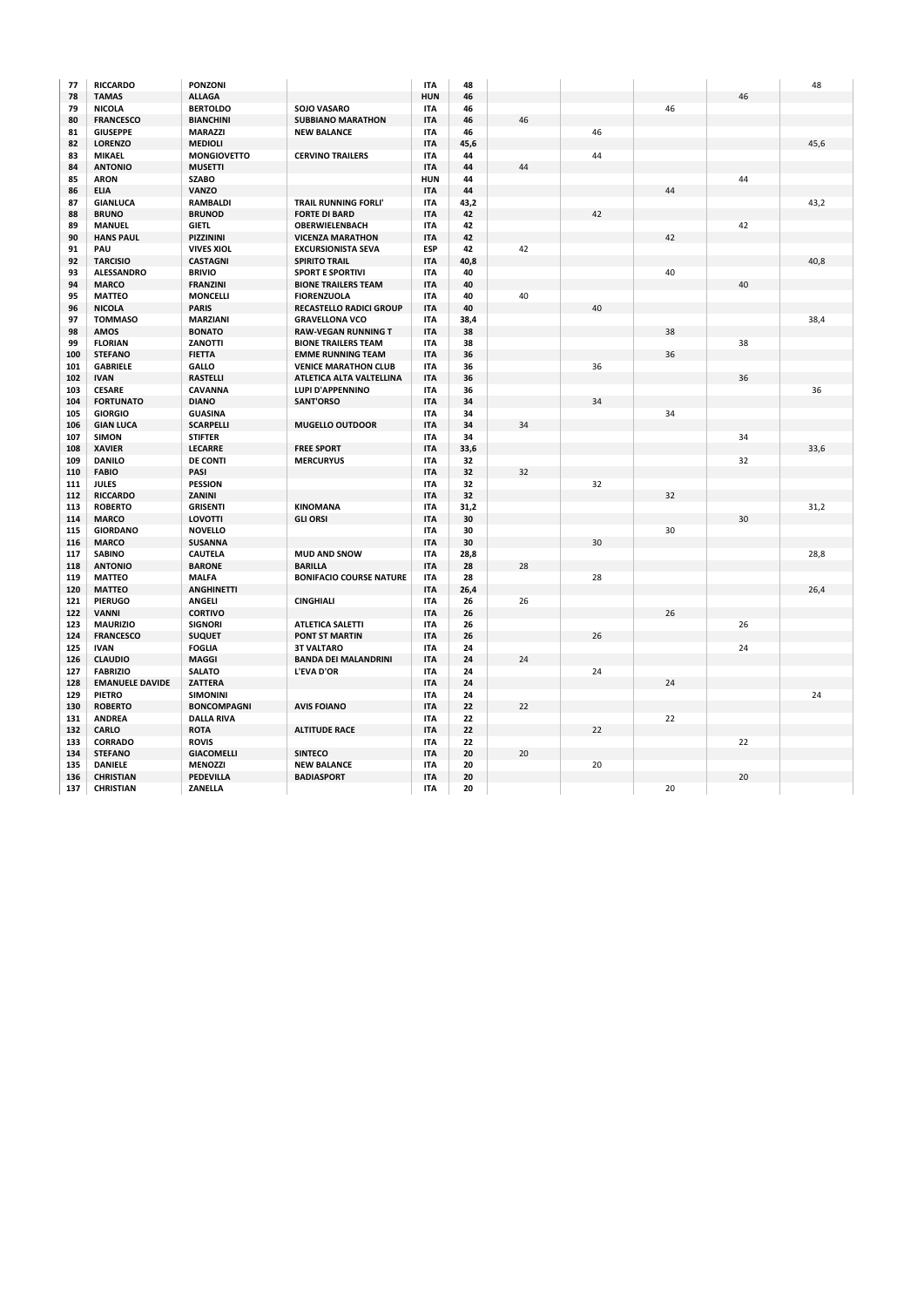| | | | | | | | | | | |
|---|---|---|---|---|---|---|---|---|---|---|
| **77** | **RICCARDO** | **PONZONI** | | **ITA** | **48** | | | | | 48 |
| **78** | **TAMAS** | **ALLAGA** | | **HUN** | **46** | | | | 46 | |
| **79** | **NICOLA** | **BERTOLDO** | **SOJO VASARO** | **ITA** | **46** | | | 46 | | |
| **80** | **FRANCESCO** | **BIANCHINI** | **SUBBIANO MARATHON** | **ITA** | **46** | 46 | | | | |
| **81** | **GIUSEPPE** | **MARAZZI** | **NEW BALANCE** | **ITA** | **46** | | 46 | | | |
| **82** | **LORENZO** | **MEDIOLI** | | **ITA** | **45,6** | | | | | 45,6 |
| **83** | **MIKAEL** | **MONGIOVETTO** | **CERVINO TRAILERS** | **ITA** | **44** | | 44 | | | |
| **84** | **ANTONIO** | **MUSETTI** | | **ITA** | **44** | 44 | | | | |
| **85** | **ARON** | **SZABO** | | **HUN** | **44** | | | | 44 | |
| **86** | **ELIA** | **VANZO** | | **ITA** | **44** | | | 44 | | |
| **87** | **GIANLUCA** | **RAMBALDI** | **TRAIL RUNNING FORLI'** | **ITA** | **43,2** | | | | | 43,2 |
| **88** | **BRUNO** | **BRUNOD** | **FORTE DI BARD** | **ITA** | **42** | | 42 | | | |
| **89** | **MANUEL** | **GIETL** | **OBERWIELENBACH** | **ITA** | **42** | | | | 42 | |
| **90** | **HANS PAUL** | **PIZZININI** | **VICENZA MARATHON** | **ITA** | **42** | | | 42 | | |
| **91** | **PAU** | **VIVES XIOL** | **EXCURSIONISTA SEVA** | **ESP** | **42** | 42 | | | | |
| **92** | **TARCISIO** | **CASTAGNI** | **SPIRITO TRAIL** | **ITA** | **40,8** | | | | | 40,8 |
| **93** | **ALESSANDRO** | **BRIVIO** | **SPORT E SPORTIVI** | **ITA** | **40** | | | 40 | | |
| **94** | **MARCO** | **FRANZINI** | **BIONE TRAILERS TEAM** | **ITA** | **40** | | | | 40 | |
| **95** | **MATTEO** | **MONCELLI** | **FIORENZUOLA** | **ITA** | **40** | 40 | | | | |
| **96** | **NICOLA** | **PARIS** | **RECASTELLO RADICI GROUP** | **ITA** | **40** | | 40 | | | |
| **97** | **TOMMASO** | **MARZIANI** | **GRAVELLONA VCO** | **ITA** | **38,4** | | | | | 38,4 |
| **98** | **AMOS** | **BONATO** | **RAW-VEGAN RUNNING T** | **ITA** | **38** | | | 38 | | |
| **99** | **FLORIAN** | **ZANOTTI** | **BIONE TRAILERS TEAM** | **ITA** | **38** | | | | 38 | |
| **100** | **STEFANO** | **FIETTA** | **EMME RUNNING TEAM** | **ITA** | **36** | | | 36 | | |
| **101** | **GABRIELE** | **GALLO** | **VENICE MARATHON CLUB** | **ITA** | **36** | | 36 | | | |
| **102** | **IVAN** | **RASTELLI** | **ATLETICA ALTA VALTELLINA** | **ITA** | **36** | | | | 36 | |
| **103** | **CESARE** | **CAVANNA** | **LUPI D'APPENNINO** | **ITA** | **36** | | | | | 36 |
| **104** | **FORTUNATO** | **DIANO** | **SANT'ORSO** | **ITA** | **34** | | 34 | | | |
| **105** | **GIORGIO** | **GUASINA** | | **ITA** | **34** | | | 34 | | |
| **106** | **GIAN LUCA** | **SCARPELLI** | **MUGELLO OUTDOOR** | **ITA** | **34** | 34 | | | | |
| **107** | **SIMON** | **STIFTER** | | **ITA** | **34** | | | | 34 | |
| **108** | **XAVIER** | **LECARRE** | **FREE SPORT** | **ITA** | **33,6** | | | | | 33,6 |
| **109** | **DANILO** | **DE CONTI** | **MERCURYUS** | **ITA** | **32** | | | | 32 | |
| **110** | **FABIO** | **PASI** | | **ITA** | **32** | 32 | | | | |
| **111** | **JULES** | **PESSION** | | **ITA** | **32** | | 32 | | | |
| **112** | **RICCARDO** | **ZANINI** | | **ITA** | **32** | | | 32 | | |
| **113** | **ROBERTO** | **GRISENTI** | **KINOMANA** | **ITA** | **31,2** | | | | | 31,2 |
| **114** | **MARCO** | **LOVOTTI** | **GLI ORSI** | **ITA** | **30** | | | | 30 | |
| **115** | **GIORDANO** | **NOVELLO** | | **ITA** | **30** | | | 30 | | |
| **116** | **MARCO** | **SUSANNA** | | **ITA** | **30** | | 30 | | | |
| **117** | **SABINO** | **CAUTELA** | **MUD AND SNOW** | **ITA** | **28,8** | | | | | 28,8 |
| **118** | **ANTONIO** | **BARONE** | **BARILLA** | **ITA** | **28** | 28 | | | | |
| **119** | **MATTEO** | **MALFA** | **BONIFACIO COURSE NATURE** | **ITA** | **28** | | 28 | | | |
| **120** | **MATTEO** | **ANGHINETTI** | | **ITA** | **26,4** | | | | | 26,4 |
| **121** | **PIERUGO** | **ANGELI** | **CINGHIALI** | **ITA** | **26** | 26 | | | | |
| **122** | **VANNI** | **CORTIVO** | | **ITA** | **26** | | | 26 | | |
| **123** | **MAURIZIO** | **SIGNORI** | **ATLETICA SALETTI** | **ITA** | **26** | | | | 26 | |
| **124** | **FRANCESCO** | **SUQUET** | **PONT ST MARTIN** | **ITA** | **26** | | 26 | | | |
| **125** | **IVAN** | **FOGLIA** | **3T VALTARO** | **ITA** | **24** | | | | 24 | |
| **126** | **CLAUDIO** | **MAGGI** | **BANDA DEI MALANDRINI** | **ITA** | **24** | 24 | | | | |
| **127** | **FABRIZIO** | **SALATO** | **L'EVA D'OR** | **ITA** | **24** | | 24 | | | |
| **128** | **EMANUELE DAVIDE** | **ZATTERA** | | **ITA** | **24** | | | 24 | | |
| **129** | **PIETRO** | **SIMONINI** | | **ITA** | **24** | | | | | 24 |
| **130** | **ROBERTO** | **BONCOMPAGNI** | **AVIS FOIANO** | **ITA** | **22** | 22 | | | | |
| **131** | **ANDREA** | **DALLA RIVA** | | **ITA** | **22** | | | 22 | | |
| **132** | **CARLO** | **ROTA** | **ALTITUDE RACE** | **ITA** | **22** | | 22 | | | |
| **133** | **CORRADO** | **ROVIS** | | **ITA** | **22** | | | | 22 | |
| **134** | **STEFANO** | **GIACOMELLI** | **SINTECO** | **ITA** | **20** | 20 | | | | |
| **135** | **DANIELE** | **MENOZZI** | **NEW BALANCE** | **ITA** | **20** | | 20 | | | |
| **136** | **CHRISTIAN** | **PEDEVILLA** | **BADIASPORT** | **ITA** | **20** | | | | 20 | |
| **137** | **CHRISTIAN** | **ZANELLA** | | **ITA** | **20** | | | 20 | | |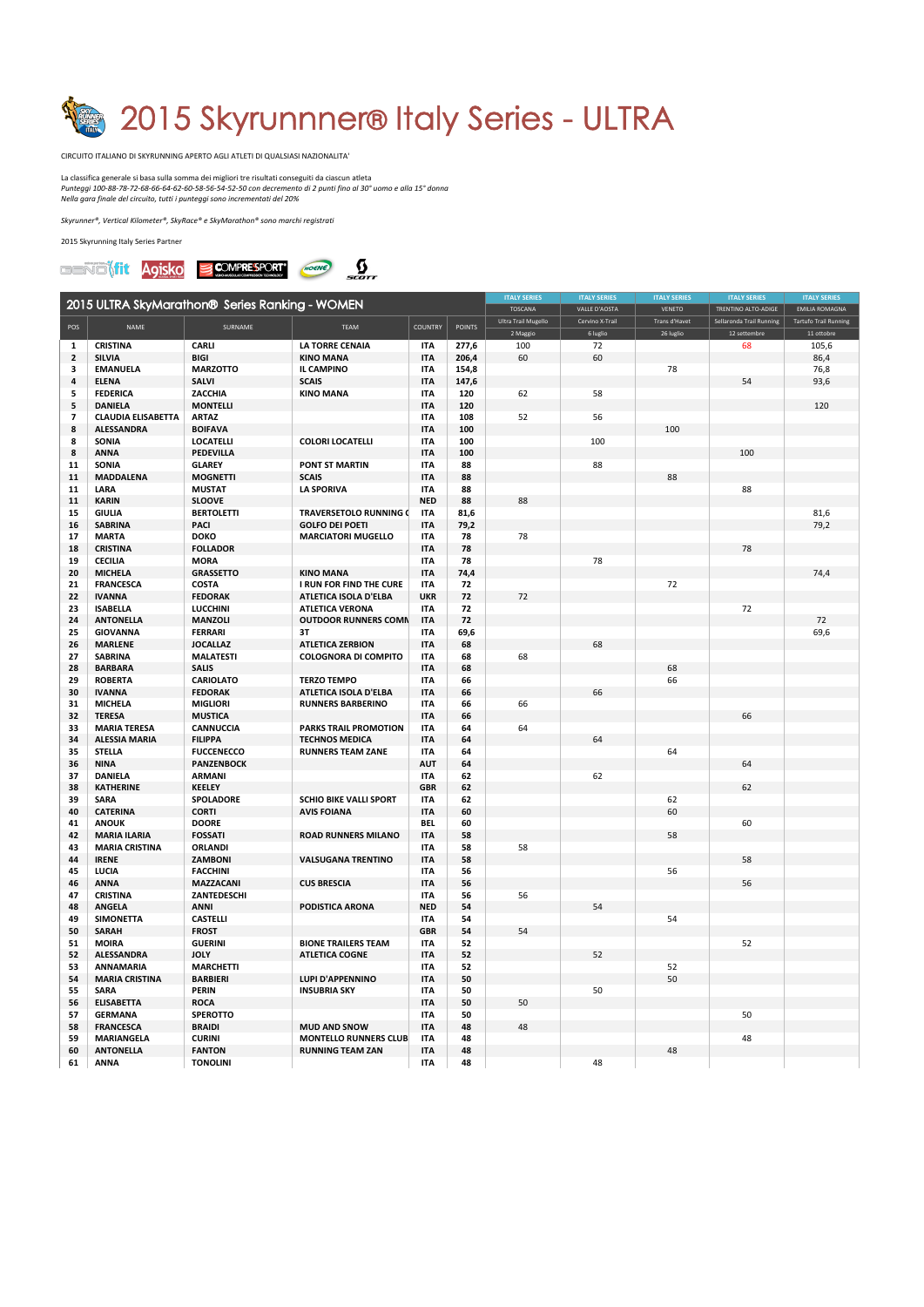# 2015 Skyrunnner® Italy Series - ULTRA

CIRCUITO ITALIANO DI SKYRUNNING APERTO AGLI ATLETI DI QUALSIASI NAZIONALITA'

La classifica generale si basa sulla somma dei migliori tre risultati conseguiti da ciascun atleta
*Punteggi 100-88-78-72-68-66-64-62-60-58-56-54-52-50 con decremento di 2 punti fino al 30° uomo e alla 15° donna*
*Nella gara finale del circuito, tutti i punteggi sono incrementati del 20%*

*Skyrunner®, Vertical Kilometer®, SkyRace® e SkyMarathon® sono marchi registrati*

2015 Skyrunning Italy Series Partner

## 2015 ULTRA SkyMarathon® Series Ranking - WOMEN

| POS | NAME | SURNAME | TEAM | COUNTRY | POINTS | ITALY SERIES TOSCANA Ultra Trail Mugello 2 Maggio | ITALY SERIES VALLE D'AOSTA Cervino X-Trail 6 luglio | ITALY SERIES VENETO Trans d'Havet 26 luglio | ITALY SERIES TRENTINO ALTO-ADIGE Sellaronda Trail Running 12 settembre | ITALY SERIES EMILIA ROMAGNA Tartufo Trail Running 11 ottobre |
|---|---|---|---|---|---|---|---|---|---|---|
| 1 | CRISTINA | CARLI | LA TORRE CENAIA | ITA | 277,6 | 100 | 72 | | 68 | 105,6 |
| 2 | SILVIA | BIGI | KINO MANA | ITA | 206,4 | 60 | 60 | | | 86,4 |
| 3 | EMANUELA | MARZOTTO | IL CAMPINO | ITA | 154,8 | | | 78 | | 76,8 |
| 4 | ELENA | SALVI | SCAIS | ITA | 147,6 | | | | 54 | 93,6 |
| 5 | FEDERICA | ZACCHIA | KINO MANA | ITA | 120 | 62 | 58 | | | |
| 5 | DANIELA | MONTELLI | | ITA | 120 | | | | | 120 |
| 7 | CLAUDIA ELISABETTA | ARTAZ | | ITA | 108 | 52 | 56 | | | |
| 8 | ALESSANDRA | BOIFAVA | | ITA | 100 | | | 100 | | |
| 8 | SONIA | LOCATELLI | COLORI LOCATELLI | ITA | 100 | | 100 | | | |
| 8 | ANNA | PEDEVILLA | | ITA | 100 | | | | 100 | |
| 11 | SONIA | GLAREY | PONT ST MARTIN | ITA | 88 | | 88 | | | |
| 11 | MADDALENA | MOGNETTI | SCAIS | ITA | 88 | | | 88 | | |
| 11 | LARA | MUSTAT | LA SPORIVA | ITA | 88 | | | | 88 | |
| 11 | KARIN | SLOOVE | | NED | 88 | 88 | | | | |
| 15 | GIULIA | BERTOLETTI | TRAVERSETOLO RUNNING C | ITA | 81,6 | | | | | 81,6 |
| 16 | SABRINA | PACI | GOLFO DEI POETI | ITA | 79,2 | | | | | 79,2 |
| 17 | MARTA | DOKO | MARCIATORI MUGELLO | ITA | 78 | 78 | | | | |
| 18 | CRISTINA | FOLLADOR | | ITA | 78 | | | | 78 | |
| 19 | CECILIA | MORA | | ITA | 78 | | 78 | | | |
| 20 | MICHELA | GRASSETTO | KINO MANA | ITA | 74,4 | | | | | 74,4 |
| 21 | FRANCESCA | COSTA | I RUN FOR FIND THE CURE | ITA | 72 | | | 72 | | |
| 22 | IVANNA | FEDORAK | ATLETICA ISOLA D'ELBA | UKR | 72 | 72 | | | | |
| 23 | ISABELLA | LUCCHINI | ATLETICA VERONA | ITA | 72 | | | | 72 | |
| 24 | ANTONELLA | MANZOLI | OUTDOOR RUNNERS COMM | ITA | 72 | | | | | 72 |
| 25 | GIOVANNA | FERRARI | 3T | ITA | 69,6 | | | | | 69,6 |
| 26 | MARLENE | JOCALLAZ | ATLETICA ZERBION | ITA | 68 | | 68 | | | |
| 27 | SABRINA | MALATESTI | COLOGNORA DI COMPITO | ITA | 68 | 68 | | | | |
| 28 | BARBARA | SALIS | | ITA | 68 | | | 68 | | |
| 29 | ROBERTA | CARIOLATO | TERZO TEMPO | ITA | 66 | | | 66 | | |
| 30 | IVANNA | FEDORAK | ATLETICA ISOLA D'ELBA | ITA | 66 | | 66 | | | |
| 31 | MICHELA | MIGLIORI | RUNNERS BARBERINO | ITA | 66 | 66 | | | | |
| 32 | TERESA | MUSTICA | | ITA | 66 | | | | 66 | |
| 33 | MARIA TERESA | CANNUCCIA | PARKS TRAIL PROMOTION | ITA | 64 | 64 | | | | |
| 34 | ALESSIA MARIA | FILIPPA | TECHNOS MEDICA | ITA | 64 | | 64 | | | |
| 35 | STELLA | FUCCENECCO | RUNNERS TEAM ZANE | ITA | 64 | | | 64 | | |
| 36 | NINA | PANZENBOCK | | AUT | 64 | | | | 64 | |
| 37 | DANIELA | ARMANI | | ITA | 62 | | 62 | | | |
| 38 | KATHERINE | KEELEY | | GBR | 62 | | | | 62 | |
| 39 | SARA | SPOLADORE | SCHIO BIKE VALLI SPORT | ITA | 62 | | | 62 | | |
| 40 | CATERINA | CORTI | AVIS FOIANA | ITA | 60 | | | 60 | | |
| 41 | ANOUK | DOORE | | BEL | 60 | | | | 60 | |
| 42 | MARIA ILARIA | FOSSATI | ROAD RUNNERS MILANO | ITA | 58 | | | 58 | | |
| 43 | MARIA CRISTINA | ORLANDI | | ITA | 58 | 58 | | | | |
| 44 | IRENE | ZAMBONI | VALSUGANA TRENTINO | ITA | 58 | | | | 58 | |
| 45 | LUCIA | FACCHINI | | ITA | 56 | | | 56 | | |
| 46 | ANNA | MAZZACANI | CUS BRESCIA | ITA | 56 | | | | 56 | |
| 47 | CRISTINA | ZANTEDESCHI | | ITA | 56 | 56 | | | | |
| 48 | ANGELA | ANNI | PODISTICA ARONA | NED | 54 | | 54 | | | |
| 49 | SIMONETTA | CASTELLI | | ITA | 54 | | | 54 | | |
| 50 | SARAH | FROST | | GBR | 54 | 54 | | | | |
| 51 | MOIRA | GUERINI | BIONE TRAILERS TEAM | ITA | 52 | | | | 52 | |
| 52 | ALESSANDRA | JOLY | ATLETICA COGNE | ITA | 52 | | 52 | | | |
| 53 | ANNAMARIA | MARCHETTI | | ITA | 52 | | | 52 | | |
| 54 | MARIA CRISTINA | BARBIERI | LUPI D'APPENNINO | ITA | 50 | | | 50 | | |
| 55 | SARA | PERIN | INSUBRIA SKY | ITA | 50 | | 50 | | | |
| 56 | ELISABETTA | ROCA | | ITA | 50 | 50 | | | | |
| 57 | GERMANA | SPEROTTO | | ITA | 50 | | | | 50 | |
| 58 | FRANCESCA | BRAIDI | MUD AND SNOW | ITA | 48 | 48 | | | | |
| 59 | MARIANGELA | CURINI | MONTELLO RUNNERS CLUB | ITA | 48 | | | | 48 | |
| 60 | ANTONELLA | FANTON | RUNNING TEAM ZAN | ITA | 48 | | | 48 | | |
| 61 | ANNA | TONOLINI | | ITA | 48 | | 48 | | | |